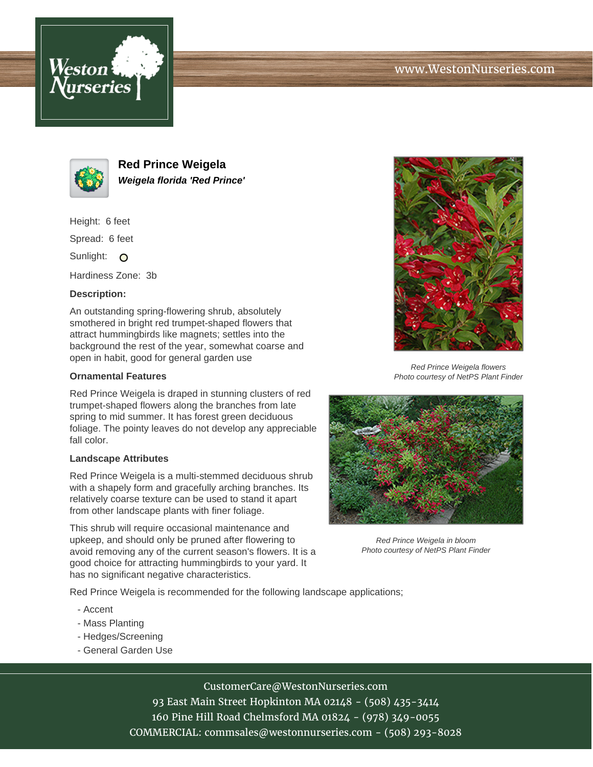Weston Nurseries

www.WestonNurseries.com

# Red Prince Weigela

***Weigela florida 'Red Prince'***

Height: 6 feet

Spread: 6 feet

Sunlight: O

Hardiness Zone: 3b

**Description:**

An outstanding spring-flowering shrub, absolutely smothered in bright red trumpet-shaped flowers that attract hummingbirds like magnets; settles into the background the rest of the year, somewhat coarse and open in habit, good for general garden use

**Ornamental Features**

Red Prince Weigela is draped in stunning clusters of red trumpet-shaped flowers along the branches from late spring to mid summer. It has forest green deciduous foliage. The pointy leaves do not develop any appreciable fall color.

**Landscape Attributes**

Red Prince Weigela is a multi-stemmed deciduous shrub with a shapely form and gracefully arching branches. Its relatively coarse texture can be used to stand it apart from other landscape plants with finer foliage.

This shrub will require occasional maintenance and upkeep, and should only be pruned after flowering to avoid removing any of the current season's flowers. It is a good choice for attracting hummingbirds to your yard. It has no significant negative characteristics.

Red Prince Weigela is recommended for the following landscape applications;

- Accent
- Mass Planting
- Hedges/Screening
- General Garden Use

*Red Prince Weigela flowers*
*Photo courtesy of NetPS Plant Finder*

*Red Prince Weigela in bloom*
*Photo courtesy of NetPS Plant Finder*

CustomerCare@WestonNurseries.com
93 East Main Street Hopkinton MA 02148 - (508) 435-3414
160 Pine Hill Road Chelmsford MA 01824 - (978) 349-0055
COMMERCIAL: commsales@westonnurseries.com - (508) 293-8028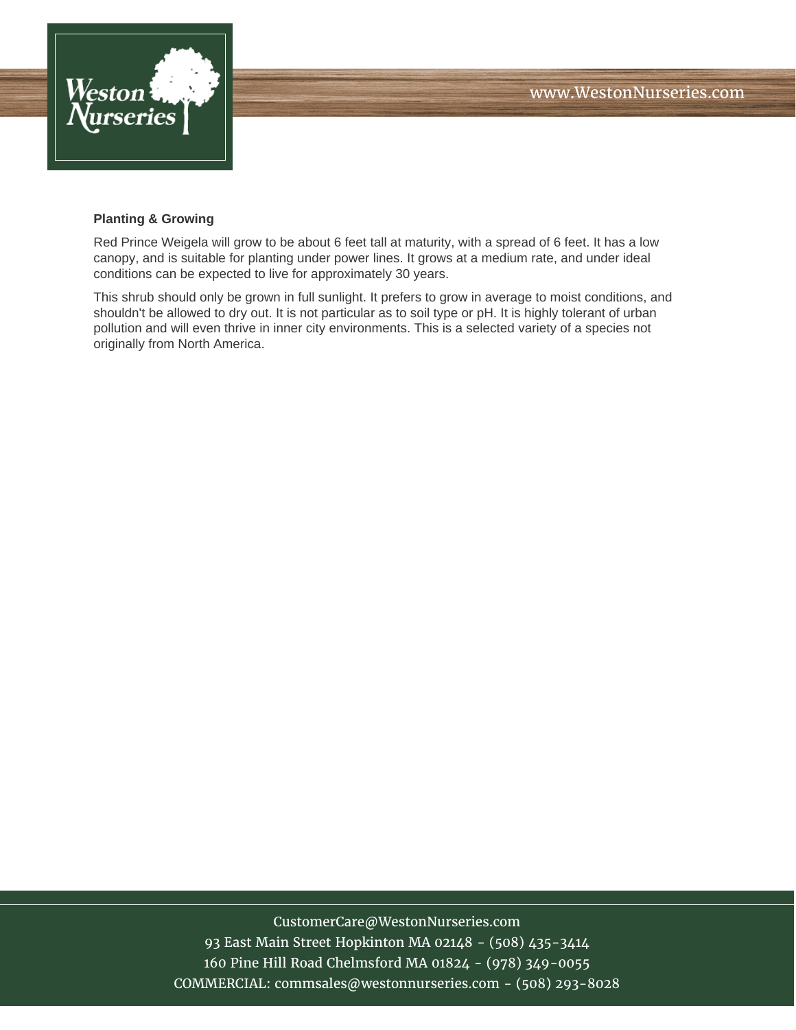### Planting & Growing

Red Prince Weigela will grow to be about 6 feet tall at maturity, with a spread of 6 feet. It has a low canopy, and is suitable for planting under power lines. It grows at a medium rate, and under ideal conditions can be expected to live for approximately 30 years.

This shrub should only be grown in full sunlight. It prefers to grow in average to moist conditions, and shouldn't be allowed to dry out. It is not particular as to soil type or pH. It is highly tolerant of urban pollution and will even thrive in inner city environments. This is a selected variety of a species not originally from North America.